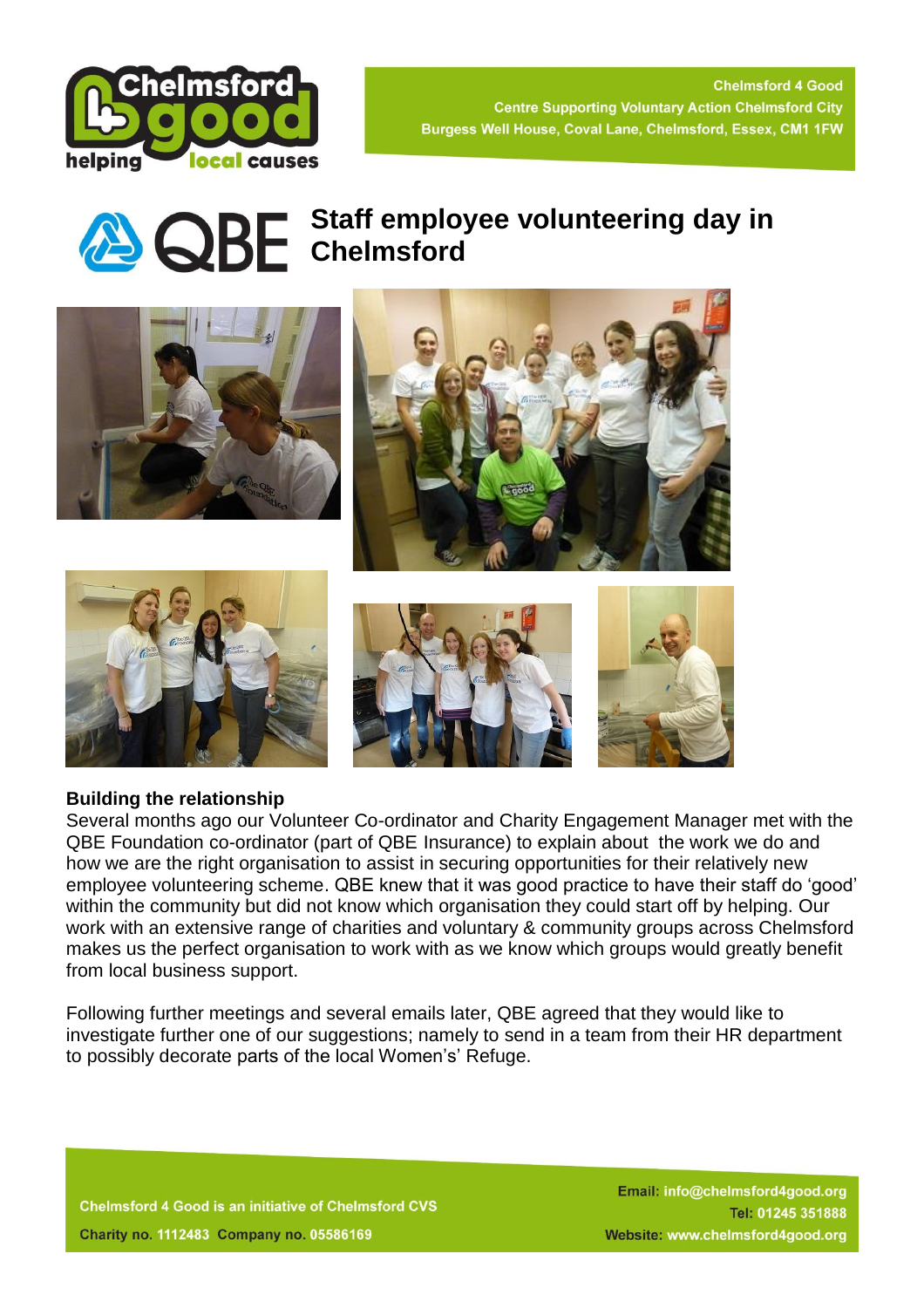Chelmsford 4 Good
Centre Supporting Voluntary Action Chelmsford City
Burgess Well House, Coval Lane, Chelmsford, Essex, CM1 1FW

# Staff employee volunteering day in Chelmsford

**Building the relationship**

Several months ago our Volunteer Co-ordinator and Charity Engagement Manager met with the QBE Foundation co-ordinator (part of QBE Insurance) to explain about the work we do and how we are the right organisation to assist in securing opportunities for their relatively new employee volunteering scheme. QBE knew that it was good practice to have their staff do 'good' within the community but did not know which organisation they could start off by helping. Our work with an extensive range of charities and voluntary & community groups across Chelmsford makes us the perfect organisation to work with as we know which groups would greatly benefit from local business support.

Following further meetings and several emails later, QBE agreed that they would like to investigate further one of our suggestions; namely to send in a team from their HR department to possibly decorate parts of the local Women's' Refuge.

Chelmsford 4 Good is an initiative of Chelmsford CVS
Charity no. 1112483 Company no. 05586169

Email: info@chelmsford4good.org
Tel: 01245 351888
Website: www.chelmsford4good.org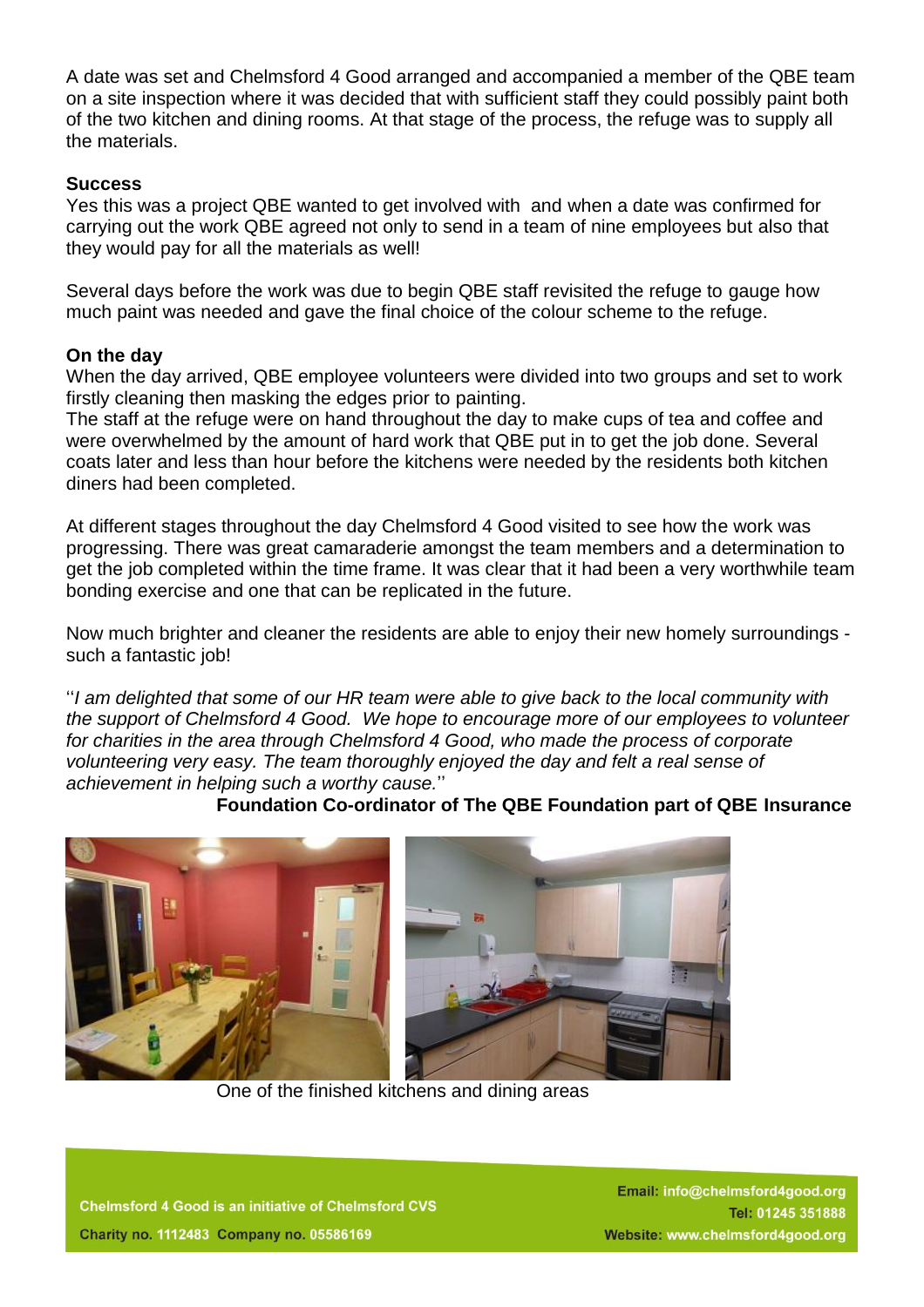A date was set and Chelmsford 4 Good arranged and accompanied a member of the QBE team on a site inspection where it was decided that with sufficient staff they could possibly paint both of the two kitchen and dining rooms. At that stage of the process, the refuge was to supply all the materials.

**Success**

Yes this was a project QBE wanted to get involved with and when a date was confirmed for carrying out the work QBE agreed not only to send in a team of nine employees but also that they would pay for all the materials as well!

Several days before the work was due to begin QBE staff revisited the refuge to gauge how much paint was needed and gave the final choice of the colour scheme to the refuge.

**On the day**

When the day arrived, QBE employee volunteers were divided into two groups and set to work firstly cleaning then masking the edges prior to painting.

The staff at the refuge were on hand throughout the day to make cups of tea and coffee and were overwhelmed by the amount of hard work that QBE put in to get the job done. Several coats later and less than hour before the kitchens were needed by the residents both kitchen diners had been completed.

At different stages throughout the day Chelmsford 4 Good visited to see how the work was progressing. There was great camaraderie amongst the team members and a determination to get the job completed within the time frame. It was clear that it had been a very worthwhile team bonding exercise and one that can be replicated in the future.

Now much brighter and cleaner the residents are able to enjoy their new homely surroundings - such a fantastic job!

''*I am delighted that some of our HR team were able to give back to the local community with the support of Chelmsford 4 Good. We hope to encourage more of our employees to volunteer for charities in the area through Chelmsford 4 Good, who made the process of corporate volunteering very easy. The team thoroughly enjoyed the day and felt a real sense of achievement in helping such a worthy cause.*''

**Foundation Co-ordinator of The QBE Foundation part of QBE Insurance**

One of the finished kitchens and dining areas

Chelmsford 4 Good is an initiative of Chelmsford CVS

Charity no. 1112483 Company no. 05586169

Email: info@chelmsford4good.org

Tel: 01245 351888

Website: www.chelmsford4good.org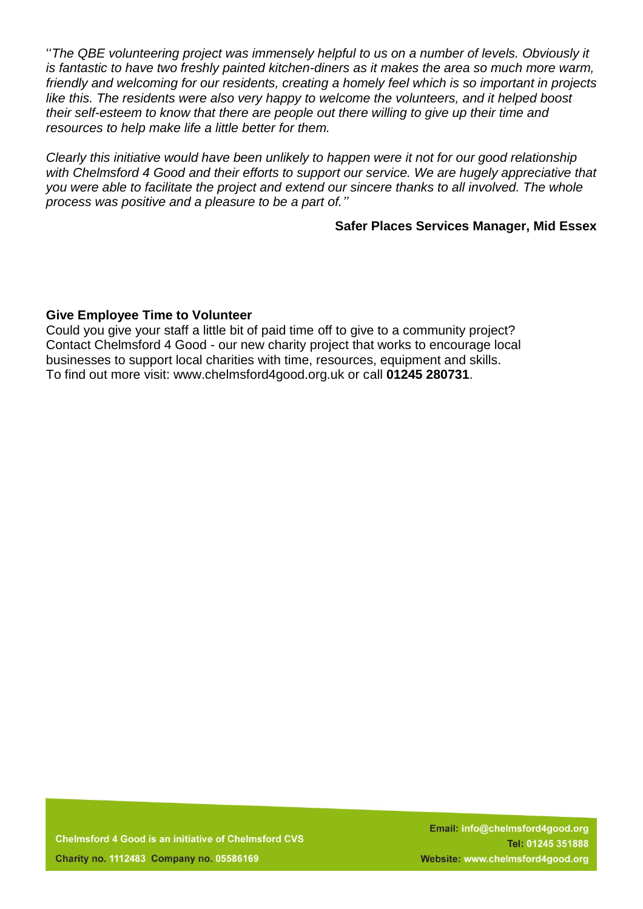*''The QBE volunteering project was immensely helpful to us on a number of levels. Obviously it is fantastic to have two freshly painted kitchen-diners as it makes the area so much more warm, friendly and welcoming for our residents, creating a homely feel which is so important in projects like this. The residents were also very happy to welcome the volunteers, and it helped boost their self-esteem to know that there are people out there willing to give up their time and resources to help make life a little better for them.*

*Clearly this initiative would have been unlikely to happen were it not for our good relationship with Chelmsford 4 Good and their efforts to support our service. We are hugely appreciative that you were able to facilitate the project and extend our sincere thanks to all involved. The whole process was positive and a pleasure to be a part of.''*

**Safer Places Services Manager, Mid Essex**

**Give Employee Time to Volunteer**

Could you give your staff a little bit of paid time off to give to a community project? Contact Chelmsford 4 Good - our new charity project that works to encourage local businesses to support local charities with time, resources, equipment and skills.
To find out more visit: www.chelmsford4good.org.uk or call **01245 280731**.

Chelmsford 4 Good is an initiative of Chelmsford CVS
Charity no. 1112483 Company no. 05586169

Email: info@chelmsford4good.org
Tel: 01245 351888
Website: www.chelmsford4good.org